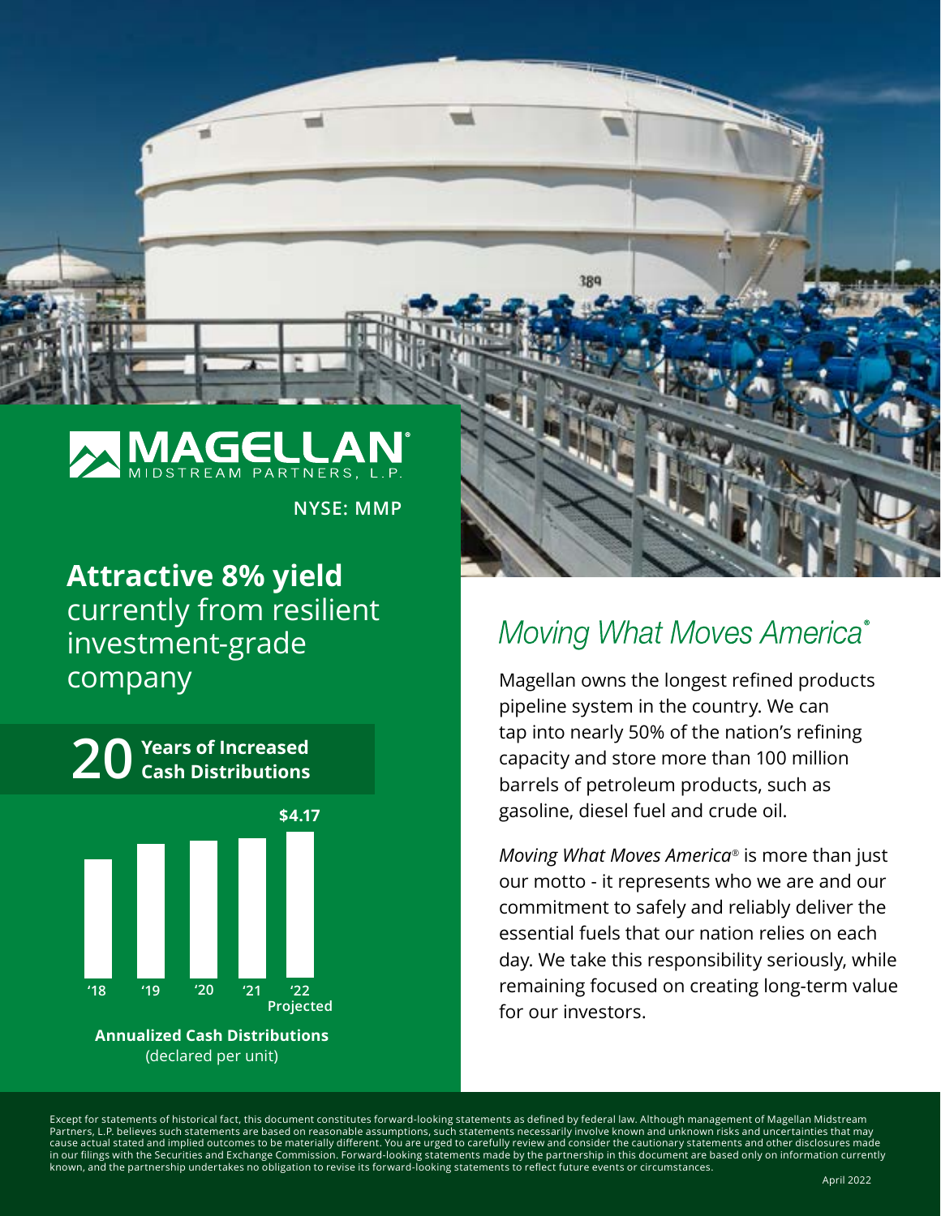# MAGELLAN MIDSTREAM PARTNERS, L.P.

**NYSE: MMP**

**Attractive 8% yield** currently from resilient investment-grade company

## 20 Years of Increased Cash Distributions

$4.17

'18 '19 '20 '21 '22 Projected

**Annualized Cash Distributions**
(declared per unit)

## *Moving What Moves America®*

Magellan owns the longest refined products pipeline system in the country. We can tap into nearly 50% of the nation's refining capacity and store more than 100 million barrels of petroleum products, such as gasoline, diesel fuel and crude oil.

*Moving What Moves America®* is more than just our motto - it represents who we are and our commitment to safely and reliably deliver the essential fuels that our nation relies on each day. We take this responsibility seriously, while remaining focused on creating long-term value for our investors.

Except for statements of historical fact, this document constitutes forward-looking statements as defined by federal law. Although management of Magellan Midstream Partners, L.P. believes such statements are based on reasonable assumptions, such statements necessarily involve known and unknown risks and uncertainties that may cause actual stated and implied outcomes to be materially different. You are urged to carefully review and consider the cautionary statements and other disclosures made in our filings with the Securities and Exchange Commission. Forward-looking statements made by the partnership in this document are based only on information currently known, and the partnership undertakes no obligation to revise its forward-looking statements to reflect future events or circumstances.

April 2022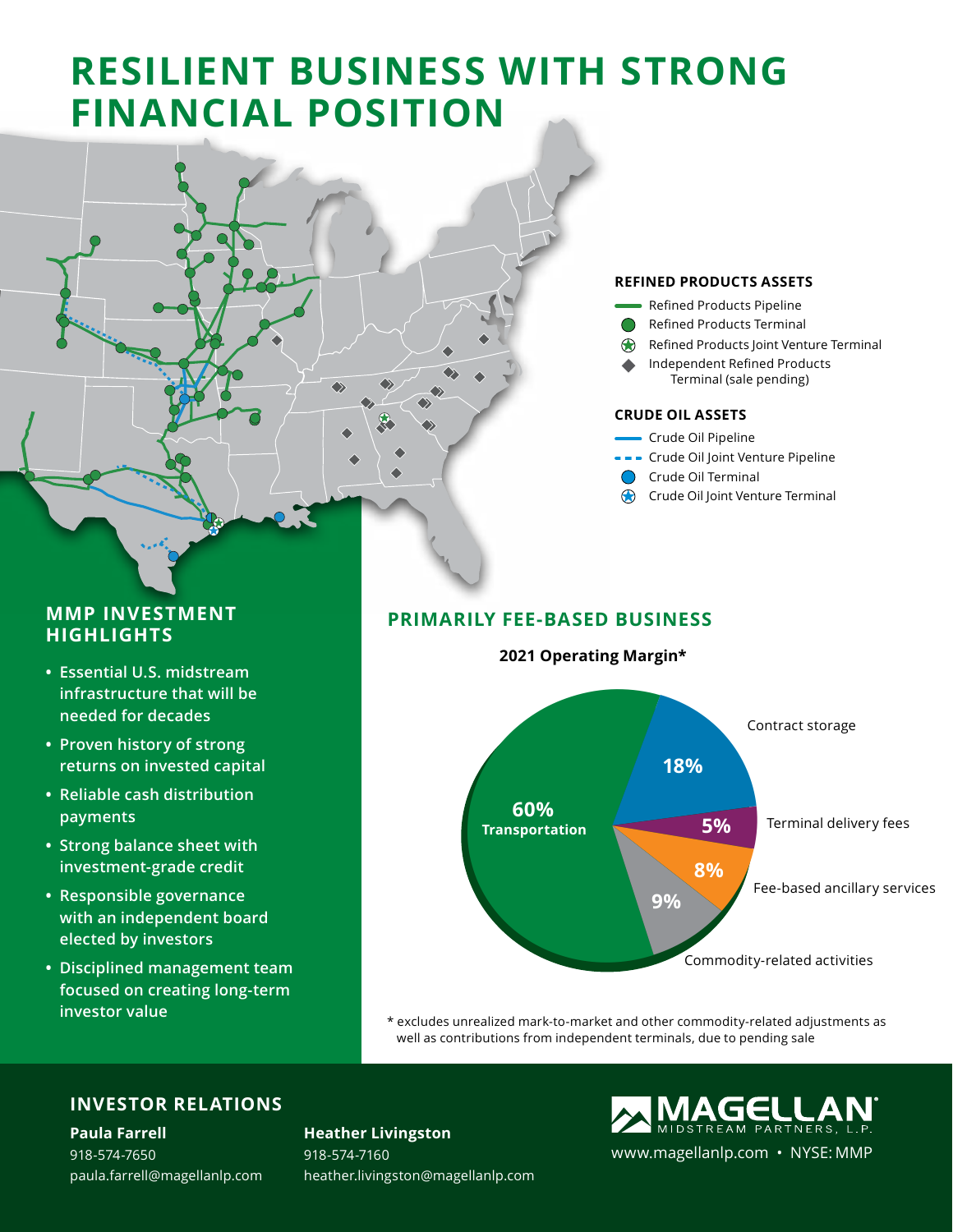# RESILIENT BUSINESS WITH STRONG FINANCIAL POSITION

### REFINED PRODUCTS ASSETS

- Refined Products Pipeline
- Refined Products Terminal
- Refined Products Joint Venture Terminal
- Independent Refined Products Terminal (sale pending)

### CRUDE OIL ASSETS

- Crude Oil Pipeline
- Crude Oil Joint Venture Pipeline
- Crude Oil Terminal
- Crude Oil Joint Venture Terminal

## MMP INVESTMENT HIGHLIGHTS

- Essential U.S. midstream infrastructure that will be needed for decades
- Proven history of strong returns on invested capital
- Reliable cash distribution payments
- Strong balance sheet with investment-grade credit
- Responsible governance with an independent board elected by investors
- Disciplined management team focused on creating long-term investor value

## PRIMARILY FEE-BASED BUSINESS

**2021 Operating Margin***

60% Transportation

18% Contract storage

5% Terminal delivery fees

8% Fee-based ancillary services

9% Commodity-related activities

\* excludes unrealized mark-to-market and other commodity-related adjustments as well as contributions from independent terminals, due to pending sale

## INVESTOR RELATIONS

**Paula Farrell**
918-574-7650
paula.farrell@magellanlp.com

**Heather Livingston**
918-574-7160
heather.livingston@magellanlp.com

MAGELLAN MIDSTREAM PARTNERS, L.P.
www.magellanlp.com • NYSE: MMP